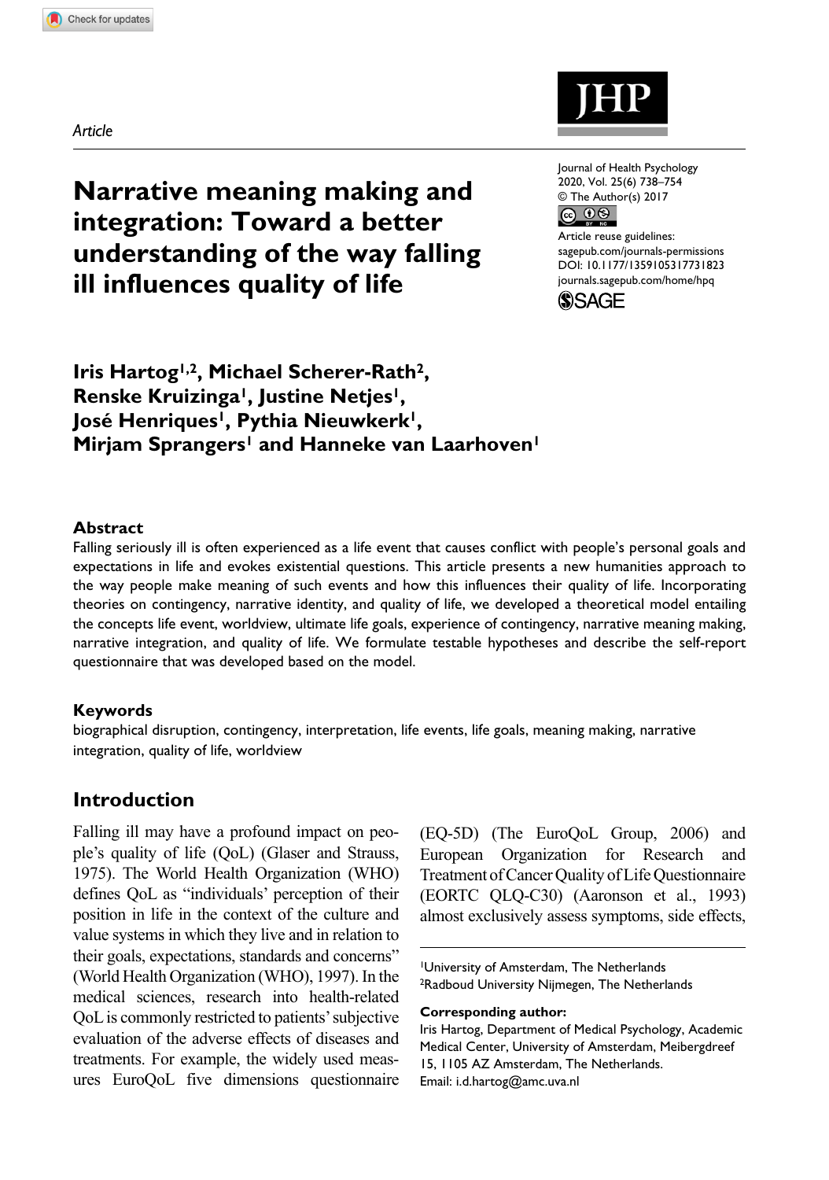*Article*

# Narrative meaning making and integration: Toward a better understanding of the way falling ill influences quality of life

Journal of Health Psychology
2020, Vol. 25(6) 738–754
© The Author(s) 2017
Article reuse guidelines:
sagepub.com/journals-permissions
DOI: 10.1177/1359105317731823
journals.sagepub.com/home/hpq

**Iris Hartog[1,2], Michael Scherer-Rath[2], Renske Kruizinga[1], Justine Netjes[1], José Henriques[1], Pythia Nieuwkerk[1], Mirjam Sprangers[1] and Hanneke van Laarhoven[1]**

## Abstract

Falling seriously ill is often experienced as a life event that causes conflict with people's personal goals and expectations in life and evokes existential questions. This article presents a new humanities approach to the way people make meaning of such events and how this influences their quality of life. Incorporating theories on contingency, narrative identity, and quality of life, we developed a theoretical model entailing the concepts life event, worldview, ultimate life goals, experience of contingency, narrative meaning making, narrative integration, and quality of life. We formulate testable hypotheses and describe the self-report questionnaire that was developed based on the model.

## Keywords

biographical disruption, contingency, interpretation, life events, life goals, meaning making, narrative integration, quality of life, worldview

## Introduction

Falling ill may have a profound impact on people's quality of life (QoL) (Glaser and Strauss, 1975). The World Health Organization (WHO) defines QoL as "individuals' perception of their position in life in the context of the culture and value systems in which they live and in relation to their goals, expectations, standards and concerns" (World Health Organization (WHO), 1997). In the medical sciences, research into health-related QoL is commonly restricted to patients' subjective evaluation of the adverse effects of diseases and treatments. For example, the widely used measures EuroQoL five dimensions questionnaire (EQ-5D) (The EuroQoL Group, 2006) and European Organization for Research and Treatment of Cancer Quality of Life Questionnaire (EORTC QLQ-C30) (Aaronson et al., 1993) almost exclusively assess symptoms, side effects,

[1]University of Amsterdam, The Netherlands
[2]Radboud University Nijmegen, The Netherlands

**Corresponding author:**
Iris Hartog, Department of Medical Psychology, Academic Medical Center, University of Amsterdam, Meibergdreef 15, 1105 AZ Amsterdam, The Netherlands.
Email: i.d.hartog@amc.uva.nl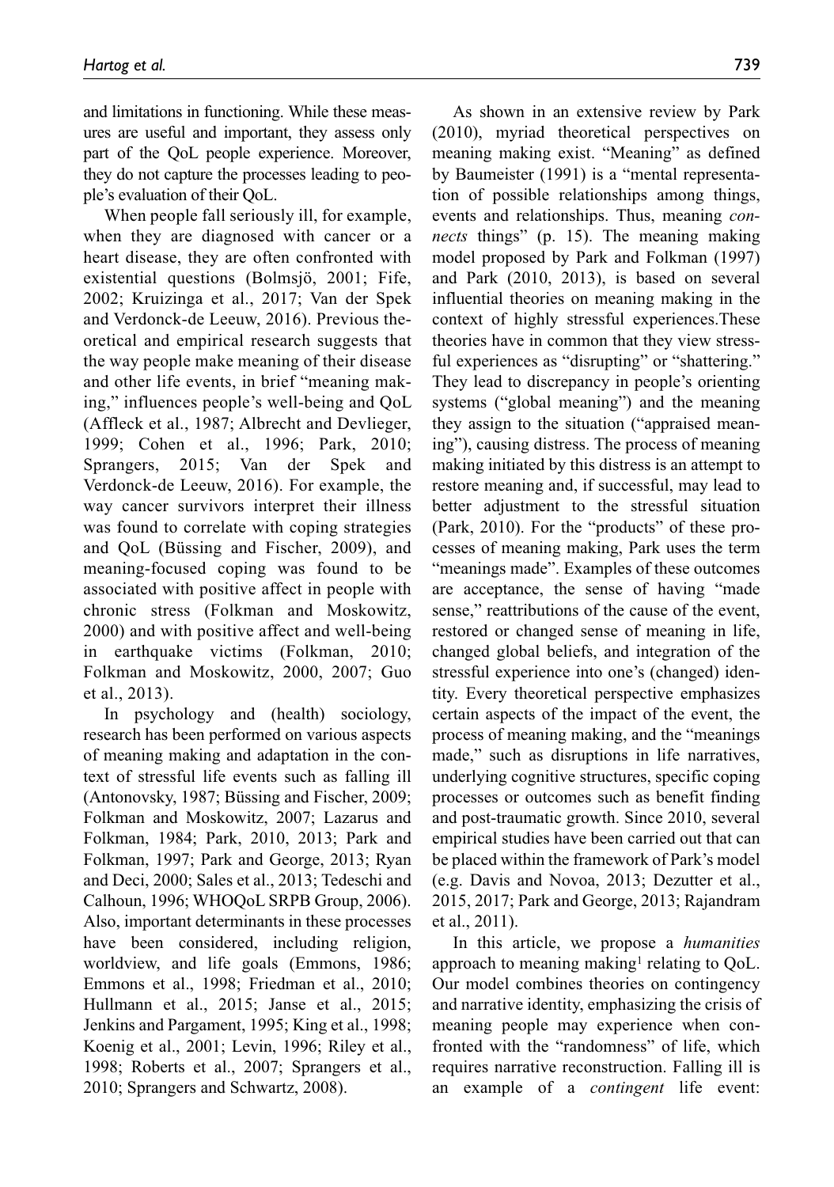and limitations in functioning. While these measures are useful and important, they assess only part of the QoL people experience. Moreover, they do not capture the processes leading to people's evaluation of their QoL.

When people fall seriously ill, for example, when they are diagnosed with cancer or a heart disease, they are often confronted with existential questions (Bolmsjö, 2001; Fife, 2002; Kruizinga et al., 2017; Van der Spek and Verdonck-de Leeuw, 2016). Previous theoretical and empirical research suggests that the way people make meaning of their disease and other life events, in brief "meaning making," influences people's well-being and QoL (Affleck et al., 1987; Albrecht and Devlieger, 1999; Cohen et al., 1996; Park, 2010; Sprangers, 2015; Van der Spek and Verdonck-de Leeuw, 2016). For example, the way cancer survivors interpret their illness was found to correlate with coping strategies and QoL (Büssing and Fischer, 2009), and meaning-focused coping was found to be associated with positive affect in people with chronic stress (Folkman and Moskowitz, 2000) and with positive affect and well-being in earthquake victims (Folkman, 2010; Folkman and Moskowitz, 2000, 2007; Guo et al., 2013).

In psychology and (health) sociology, research has been performed on various aspects of meaning making and adaptation in the context of stressful life events such as falling ill (Antonovsky, 1987; Büssing and Fischer, 2009; Folkman and Moskowitz, 2007; Lazarus and Folkman, 1984; Park, 2010, 2013; Park and Folkman, 1997; Park and George, 2013; Ryan and Deci, 2000; Sales et al., 2013; Tedeschi and Calhoun, 1996; WHOQoL SRPB Group, 2006). Also, important determinants in these processes have been considered, including religion, worldview, and life goals (Emmons, 1986; Emmons et al., 1998; Friedman et al., 2010; Hullmann et al., 2015; Janse et al., 2015; Jenkins and Pargament, 1995; King et al., 1998; Koenig et al., 2001; Levin, 1996; Riley et al., 1998; Roberts et al., 2007; Sprangers et al., 2010; Sprangers and Schwartz, 2008).

As shown in an extensive review by Park (2010), myriad theoretical perspectives on meaning making exist. "Meaning" as defined by Baumeister (1991) is a "mental representation of possible relationships among things, events and relationships. Thus, meaning *connects* things" (p. 15). The meaning making model proposed by Park and Folkman (1997) and Park (2010, 2013), is based on several influential theories on meaning making in the context of highly stressful experiences.These theories have in common that they view stressful experiences as "disrupting" or "shattering." They lead to discrepancy in people's orienting systems ("global meaning") and the meaning they assign to the situation ("appraised meaning"), causing distress. The process of meaning making initiated by this distress is an attempt to restore meaning and, if successful, may lead to better adjustment to the stressful situation (Park, 2010). For the "products" of these processes of meaning making, Park uses the term "meanings made". Examples of these outcomes are acceptance, the sense of having "made sense," reattributions of the cause of the event, restored or changed sense of meaning in life, changed global beliefs, and integration of the stressful experience into one's (changed) identity. Every theoretical perspective emphasizes certain aspects of the impact of the event, the process of meaning making, and the "meanings made," such as disruptions in life narratives, underlying cognitive structures, specific coping processes or outcomes such as benefit finding and post-traumatic growth. Since 2010, several empirical studies have been carried out that can be placed within the framework of Park's model (e.g. Davis and Novoa, 2013; Dezutter et al., 2015, 2017; Park and George, 2013; Rajandram et al., 2011).

In this article, we propose a *humanities* approach to meaning making[1] relating to QoL. Our model combines theories on contingency and narrative identity, emphasizing the crisis of meaning people may experience when confronted with the "randomness" of life, which requires narrative reconstruction. Falling ill is an example of a *contingent* life event: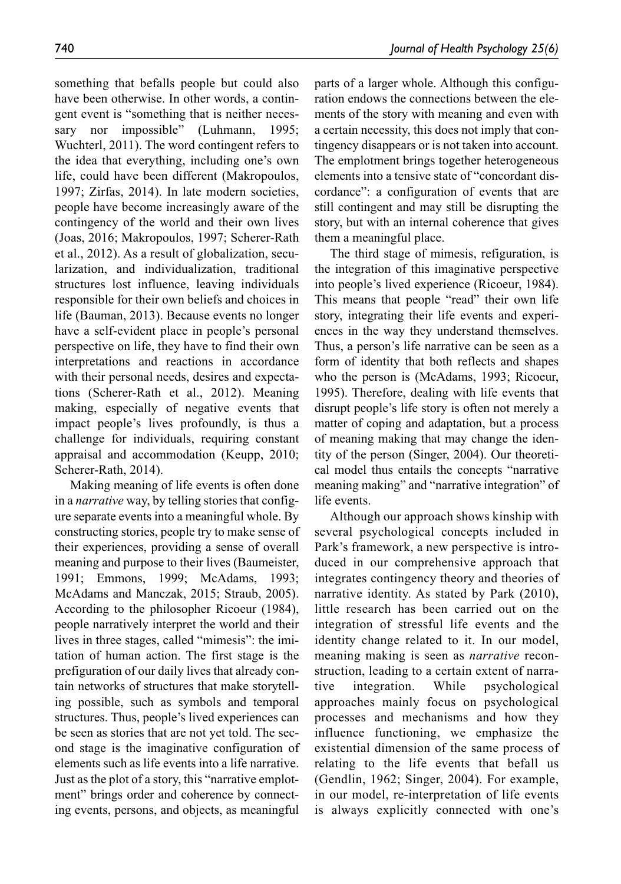something that befalls people but could also have been otherwise. In other words, a contingent event is "something that is neither necessary nor impossible" (Luhmann, 1995; Wuchterl, 2011). The word contingent refers to the idea that everything, including one's own life, could have been different (Makropoulos, 1997; Zirfas, 2014). In late modern societies, people have become increasingly aware of the contingency of the world and their own lives (Joas, 2016; Makropoulos, 1997; Scherer-Rath et al., 2012). As a result of globalization, secularization, and individualization, traditional structures lost influence, leaving individuals responsible for their own beliefs and choices in life (Bauman, 2013). Because events no longer have a self-evident place in people's personal perspective on life, they have to find their own interpretations and reactions in accordance with their personal needs, desires and expectations (Scherer-Rath et al., 2012). Meaning making, especially of negative events that impact people's lives profoundly, is thus a challenge for individuals, requiring constant appraisal and accommodation (Keupp, 2010; Scherer-Rath, 2014).

Making meaning of life events is often done in a *narrative* way, by telling stories that configure separate events into a meaningful whole. By constructing stories, people try to make sense of their experiences, providing a sense of overall meaning and purpose to their lives (Baumeister, 1991; Emmons, 1999; McAdams, 1993; McAdams and Manczak, 2015; Straub, 2005). According to the philosopher Ricoeur (1984), people narratively interpret the world and their lives in three stages, called "mimesis": the imitation of human action. The first stage is the prefiguration of our daily lives that already contain networks of structures that make storytelling possible, such as symbols and temporal structures. Thus, people's lived experiences can be seen as stories that are not yet told. The second stage is the imaginative configuration of elements such as life events into a life narrative. Just as the plot of a story, this "narrative emplotment" brings order and coherence by connecting events, persons, and objects, as meaningful parts of a larger whole. Although this configuration endows the connections between the elements of the story with meaning and even with a certain necessity, this does not imply that contingency disappears or is not taken into account. The emplotment brings together heterogeneous elements into a tensive state of "concordant discordance": a configuration of events that are still contingent and may still be disrupting the story, but with an internal coherence that gives them a meaningful place.

The third stage of mimesis, refiguration, is the integration of this imaginative perspective into people's lived experience (Ricoeur, 1984). This means that people "read" their own life story, integrating their life events and experiences in the way they understand themselves. Thus, a person's life narrative can be seen as a form of identity that both reflects and shapes who the person is (McAdams, 1993; Ricoeur, 1995). Therefore, dealing with life events that disrupt people's life story is often not merely a matter of coping and adaptation, but a process of meaning making that may change the identity of the person (Singer, 2004). Our theoretical model thus entails the concepts "narrative meaning making" and "narrative integration" of life events.

Although our approach shows kinship with several psychological concepts included in Park's framework, a new perspective is introduced in our comprehensive approach that integrates contingency theory and theories of narrative identity. As stated by Park (2010), little research has been carried out on the integration of stressful life events and the identity change related to it. In our model, meaning making is seen as *narrative* reconstruction, leading to a certain extent of narrative integration. While psychological approaches mainly focus on psychological processes and mechanisms and how they influence functioning, we emphasize the existential dimension of the same process of relating to the life events that befall us (Gendlin, 1962; Singer, 2004). For example, in our model, re-interpretation of life events is always explicitly connected with one's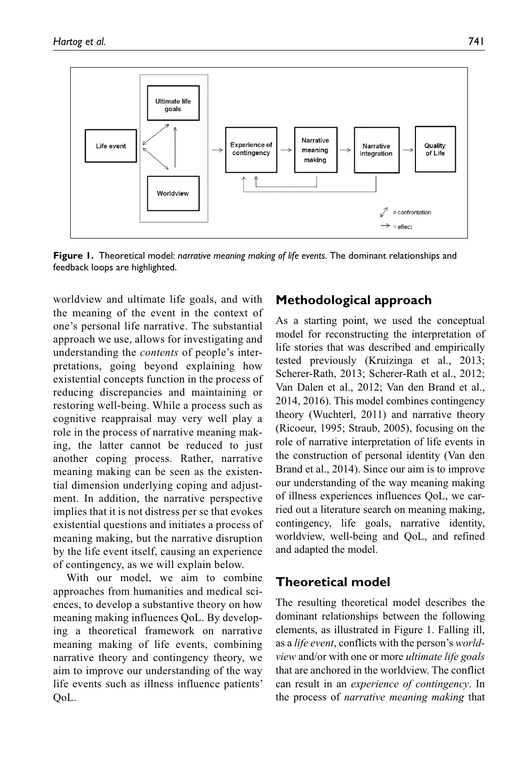Life event

Ultimate life goals

Worldview

Experience of contingency

Narrative meaning making

Narrative integration

Quality of Life

= confrontation

= effect

**Figure 1.** Theoretical model: *narrative meaning making of life events*. The dominant relationships and feedback loops are highlighted.

worldview and ultimate life goals, and with the meaning of the event in the context of one's personal life narrative. The substantial approach we use, allows for investigating and understanding the *contents* of people's interpretations, going beyond explaining how existential concepts function in the process of reducing discrepancies and maintaining or restoring well-being. While a process such as cognitive reappraisal may very well play a role in the process of narrative meaning making, the latter cannot be reduced to just another coping process. Rather, narrative meaning making can be seen as the existential dimension underlying coping and adjustment. In addition, the narrative perspective implies that it is not distress per se that evokes existential questions and initiates a process of meaning making, but the narrative disruption by the life event itself, causing an experience of contingency, as we will explain below.

With our model, we aim to combine approaches from humanities and medical sciences, to develop a substantive theory on how meaning making influences QoL. By developing a theoretical framework on narrative meaning making of life events, combining narrative theory and contingency theory, we aim to improve our understanding of the way life events such as illness influence patients' QoL.

## Methodological approach

As a starting point, we used the conceptual model for reconstructing the interpretation of life stories that was described and empirically tested previously (Kruizinga et al., 2013; Scherer-Rath, 2013; Scherer-Rath et al., 2012; Van Dalen et al., 2012; Van den Brand et al., 2014, 2016). This model combines contingency theory (Wuchterl, 2011) and narrative theory (Ricoeur, 1995; Straub, 2005), focusing on the role of narrative interpretation of life events in the construction of personal identity (Van den Brand et al., 2014). Since our aim is to improve our understanding of the way meaning making of illness experiences influences QoL, we carried out a literature search on meaning making, contingency, life goals, narrative identity, worldview, well-being and QoL, and refined and adapted the model.

## Theoretical model

The resulting theoretical model describes the dominant relationships between the following elements, as illustrated in Figure 1. Falling ill, as a *life event*, conflicts with the person's *worldview* and/or with one or more *ultimate life goals* that are anchored in the worldview. The conflict can result in an *experience of contingency*. In the process of *narrative meaning making* that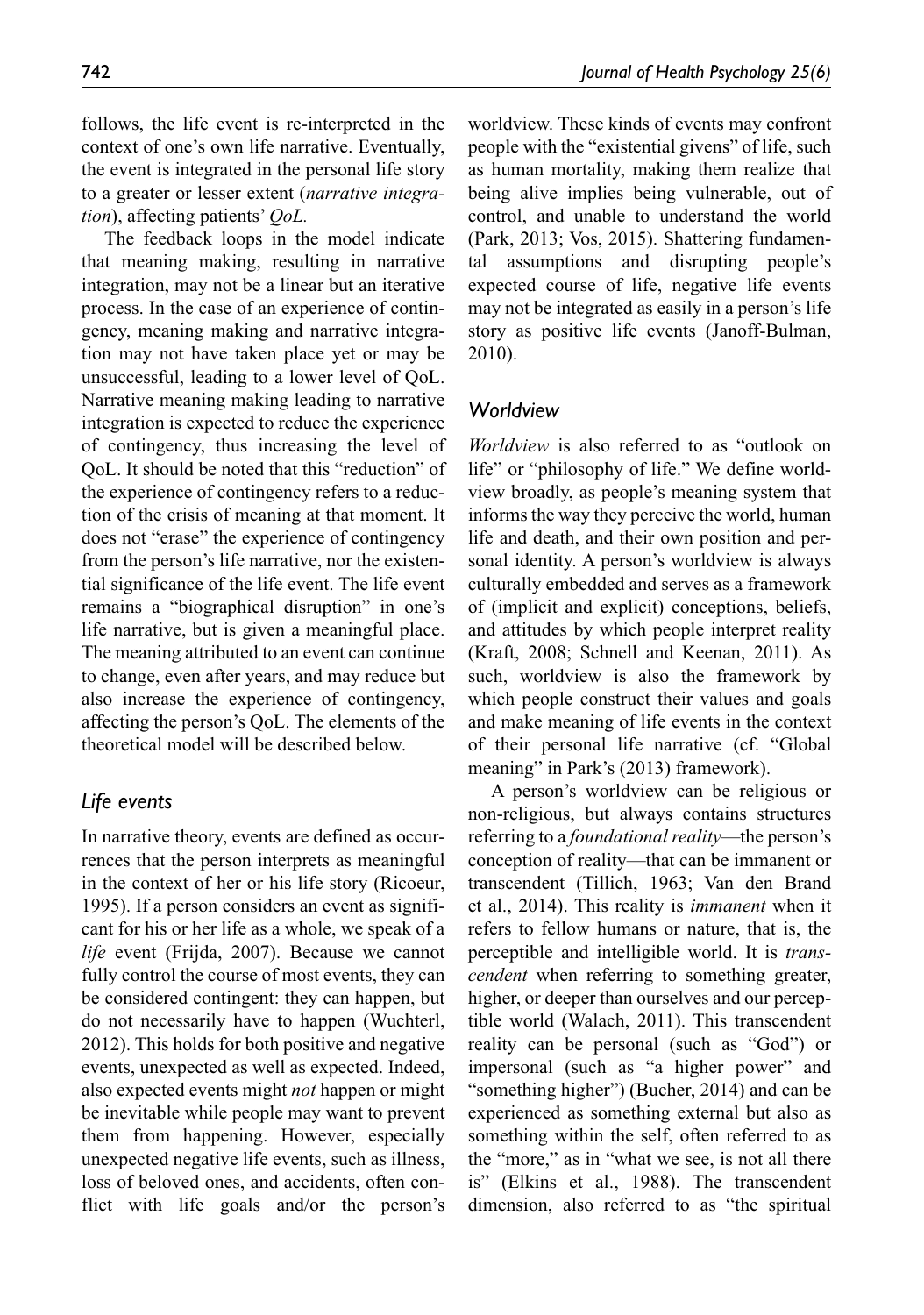follows, the life event is re-interpreted in the context of one's own life narrative. Eventually, the event is integrated in the personal life story to a greater or lesser extent (*narrative integration*), affecting patients' *QoL*.

The feedback loops in the model indicate that meaning making, resulting in narrative integration, may not be a linear but an iterative process. In the case of an experience of contingency, meaning making and narrative integration may not have taken place yet or may be unsuccessful, leading to a lower level of QoL. Narrative meaning making leading to narrative integration is expected to reduce the experience of contingency, thus increasing the level of QoL. It should be noted that this "reduction" of the experience of contingency refers to a reduction of the crisis of meaning at that moment. It does not "erase" the experience of contingency from the person's life narrative, nor the existential significance of the life event. The life event remains a "biographical disruption" in one's life narrative, but is given a meaningful place. The meaning attributed to an event can continue to change, even after years, and may reduce but also increase the experience of contingency, affecting the person's QoL. The elements of the theoretical model will be described below.

### *Life events*

In narrative theory, events are defined as occurrences that the person interprets as meaningful in the context of her or his life story (Ricoeur, 1995). If a person considers an event as significant for his or her life as a whole, we speak of a *life* event (Frijda, 2007). Because we cannot fully control the course of most events, they can be considered contingent: they can happen, but do not necessarily have to happen (Wuchterl, 2012). This holds for both positive and negative events, unexpected as well as expected. Indeed, also expected events might *not* happen or might be inevitable while people may want to prevent them from happening. However, especially unexpected negative life events, such as illness, loss of beloved ones, and accidents, often conflict with life goals and/or the person's worldview. These kinds of events may confront people with the "existential givens" of life, such as human mortality, making them realize that being alive implies being vulnerable, out of control, and unable to understand the world (Park, 2013; Vos, 2015). Shattering fundamental assumptions and disrupting people's expected course of life, negative life events may not be integrated as easily in a person's life story as positive life events (Janoff-Bulman, 2010).

### *Worldview*

*Worldview* is also referred to as "outlook on life" or "philosophy of life." We define worldview broadly, as people's meaning system that informs the way they perceive the world, human life and death, and their own position and personal identity. A person's worldview is always culturally embedded and serves as a framework of (implicit and explicit) conceptions, beliefs, and attitudes by which people interpret reality (Kraft, 2008; Schnell and Keenan, 2011). As such, worldview is also the framework by which people construct their values and goals and make meaning of life events in the context of their personal life narrative (cf. "Global meaning" in Park's (2013) framework).

A person's worldview can be religious or non-religious, but always contains structures referring to a *foundational reality*—the person's conception of reality—that can be immanent or transcendent (Tillich, 1963; Van den Brand et al., 2014). This reality is *immanent* when it refers to fellow humans or nature, that is, the perceptible and intelligible world. It is *transcendent* when referring to something greater, higher, or deeper than ourselves and our perceptible world (Walach, 2011). This transcendent reality can be personal (such as "God") or impersonal (such as "a higher power" and "something higher") (Bucher, 2014) and can be experienced as something external but also as something within the self, often referred to as the "more," as in "what we see, is not all there is" (Elkins et al., 1988). The transcendent dimension, also referred to as "the spiritual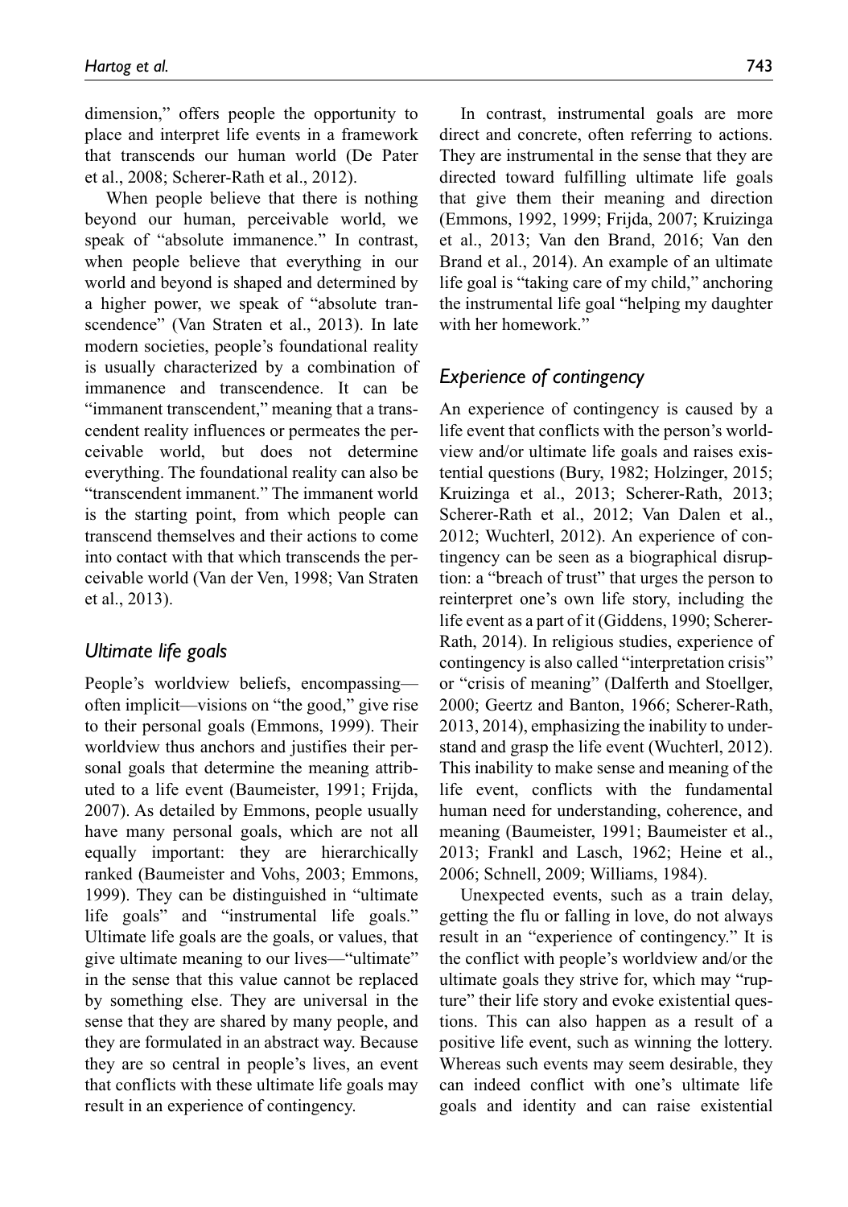dimension," offers people the opportunity to place and interpret life events in a framework that transcends our human world (De Pater et al., 2008; Scherer-Rath et al., 2012).

When people believe that there is nothing beyond our human, perceivable world, we speak of "absolute immanence." In contrast, when people believe that everything in our world and beyond is shaped and determined by a higher power, we speak of "absolute transcendence" (Van Straten et al., 2013). In late modern societies, people's foundational reality is usually characterized by a combination of immanence and transcendence. It can be "immanent transcendent," meaning that a transcendent reality influences or permeates the perceivable world, but does not determine everything. The foundational reality can also be "transcendent immanent." The immanent world is the starting point, from which people can transcend themselves and their actions to come into contact with that which transcends the perceivable world (Van der Ven, 1998; Van Straten et al., 2013).

### *Ultimate life goals*

People's worldview beliefs, encompassing—often implicit—visions on "the good," give rise to their personal goals (Emmons, 1999). Their worldview thus anchors and justifies their personal goals that determine the meaning attributed to a life event (Baumeister, 1991; Frijda, 2007). As detailed by Emmons, people usually have many personal goals, which are not all equally important: they are hierarchically ranked (Baumeister and Vohs, 2003; Emmons, 1999). They can be distinguished in "ultimate life goals" and "instrumental life goals." Ultimate life goals are the goals, or values, that give ultimate meaning to our lives—"ultimate" in the sense that this value cannot be replaced by something else. They are universal in the sense that they are shared by many people, and they are formulated in an abstract way. Because they are so central in people's lives, an event that conflicts with these ultimate life goals may result in an experience of contingency.

In contrast, instrumental goals are more direct and concrete, often referring to actions. They are instrumental in the sense that they are directed toward fulfilling ultimate life goals that give them their meaning and direction (Emmons, 1992, 1999; Frijda, 2007; Kruizinga et al., 2013; Van den Brand, 2016; Van den Brand et al., 2014). An example of an ultimate life goal is "taking care of my child," anchoring the instrumental life goal "helping my daughter with her homework."

### *Experience of contingency*

An experience of contingency is caused by a life event that conflicts with the person's worldview and/or ultimate life goals and raises existential questions (Bury, 1982; Holzinger, 2015; Kruizinga et al., 2013; Scherer-Rath, 2013; Scherer-Rath et al., 2012; Van Dalen et al., 2012; Wuchterl, 2012). An experience of contingency can be seen as a biographical disruption: a "breach of trust" that urges the person to reinterpret one's own life story, including the life event as a part of it (Giddens, 1990; Scherer-Rath, 2014). In religious studies, experience of contingency is also called "interpretation crisis" or "crisis of meaning" (Dalferth and Stoellger, 2000; Geertz and Banton, 1966; Scherer-Rath, 2013, 2014), emphasizing the inability to understand and grasp the life event (Wuchterl, 2012). This inability to make sense and meaning of the life event, conflicts with the fundamental human need for understanding, coherence, and meaning (Baumeister, 1991; Baumeister et al., 2013; Frankl and Lasch, 1962; Heine et al., 2006; Schnell, 2009; Williams, 1984).

Unexpected events, such as a train delay, getting the flu or falling in love, do not always result in an "experience of contingency." It is the conflict with people's worldview and/or the ultimate goals they strive for, which may "rupture" their life story and evoke existential questions. This can also happen as a result of a positive life event, such as winning the lottery. Whereas such events may seem desirable, they can indeed conflict with one's ultimate life goals and identity and can raise existential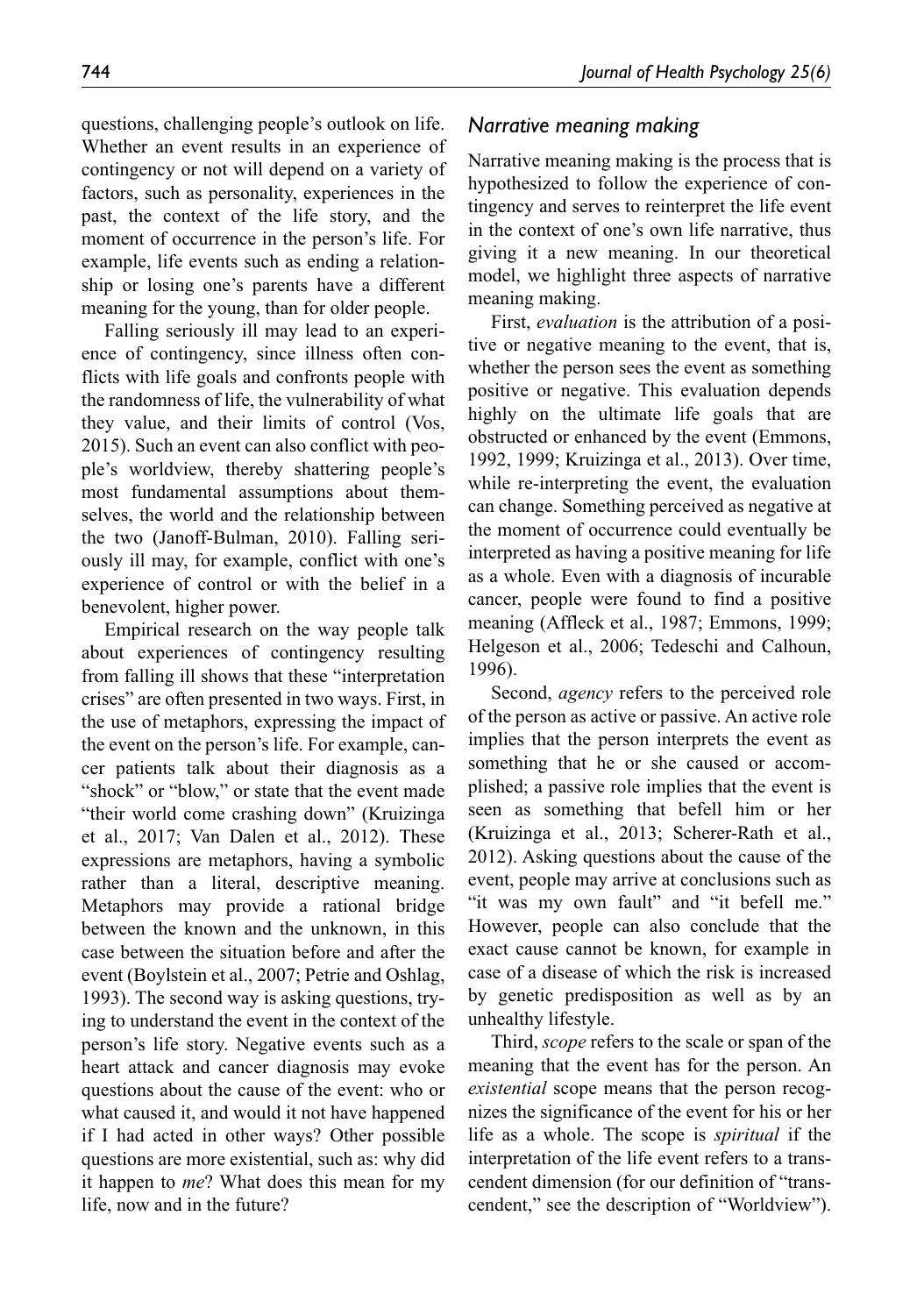questions, challenging people's outlook on life. Whether an event results in an experience of contingency or not will depend on a variety of factors, such as personality, experiences in the past, the context of the life story, and the moment of occurrence in the person's life. For example, life events such as ending a relationship or losing one's parents have a different meaning for the young, than for older people.

Falling seriously ill may lead to an experience of contingency, since illness often conflicts with life goals and confronts people with the randomness of life, the vulnerability of what they value, and their limits of control (Vos, 2015). Such an event can also conflict with people's worldview, thereby shattering people's most fundamental assumptions about themselves, the world and the relationship between the two (Janoff-Bulman, 2010). Falling seriously ill may, for example, conflict with one's experience of control or with the belief in a benevolent, higher power.

Empirical research on the way people talk about experiences of contingency resulting from falling ill shows that these "interpretation crises" are often presented in two ways. First, in the use of metaphors, expressing the impact of the event on the person's life. For example, cancer patients talk about their diagnosis as a "shock" or "blow," or state that the event made "their world come crashing down" (Kruizinga et al., 2017; Van Dalen et al., 2012). These expressions are metaphors, having a symbolic rather than a literal, descriptive meaning. Metaphors may provide a rational bridge between the known and the unknown, in this case between the situation before and after the event (Boylstein et al., 2007; Petrie and Oshlag, 1993). The second way is asking questions, trying to understand the event in the context of the person's life story. Negative events such as a heart attack and cancer diagnosis may evoke questions about the cause of the event: who or what caused it, and would it not have happened if I had acted in other ways? Other possible questions are more existential, such as: why did it happen to *me*? What does this mean for my life, now and in the future?

### *Narrative meaning making*

Narrative meaning making is the process that is hypothesized to follow the experience of contingency and serves to reinterpret the life event in the context of one's own life narrative, thus giving it a new meaning. In our theoretical model, we highlight three aspects of narrative meaning making.

First, *evaluation* is the attribution of a positive or negative meaning to the event, that is, whether the person sees the event as something positive or negative. This evaluation depends highly on the ultimate life goals that are obstructed or enhanced by the event (Emmons, 1992, 1999; Kruizinga et al., 2013). Over time, while re-interpreting the event, the evaluation can change. Something perceived as negative at the moment of occurrence could eventually be interpreted as having a positive meaning for life as a whole. Even with a diagnosis of incurable cancer, people were found to find a positive meaning (Affleck et al., 1987; Emmons, 1999; Helgeson et al., 2006; Tedeschi and Calhoun, 1996).

Second, *agency* refers to the perceived role of the person as active or passive. An active role implies that the person interprets the event as something that he or she caused or accomplished; a passive role implies that the event is seen as something that befell him or her (Kruizinga et al., 2013; Scherer-Rath et al., 2012). Asking questions about the cause of the event, people may arrive at conclusions such as "it was my own fault" and "it befell me." However, people can also conclude that the exact cause cannot be known, for example in case of a disease of which the risk is increased by genetic predisposition as well as by an unhealthy lifestyle.

Third, *scope* refers to the scale or span of the meaning that the event has for the person. An *existential* scope means that the person recognizes the significance of the event for his or her life as a whole. The scope is *spiritual* if the interpretation of the life event refers to a transcendent dimension (for our definition of "transcendent," see the description of "Worldview").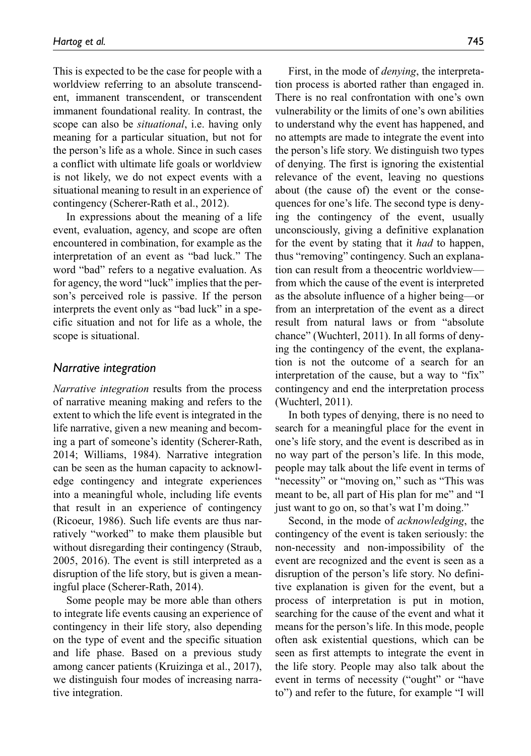This is expected to be the case for people with a worldview referring to an absolute transcendent, immanent transcendent, or transcendent immanent foundational reality. In contrast, the scope can also be *situational*, i.e. having only meaning for a particular situation, but not for the person's life as a whole. Since in such cases a conflict with ultimate life goals or worldview is not likely, we do not expect events with a situational meaning to result in an experience of contingency (Scherer-Rath et al., 2012).

In expressions about the meaning of a life event, evaluation, agency, and scope are often encountered in combination, for example as the interpretation of an event as "bad luck." The word "bad" refers to a negative evaluation. As for agency, the word "luck" implies that the person's perceived role is passive. If the person interprets the event only as "bad luck" in a specific situation and not for life as a whole, the scope is situational.

## *Narrative integration*

*Narrative integration* results from the process of narrative meaning making and refers to the extent to which the life event is integrated in the life narrative, given a new meaning and becoming a part of someone's identity (Scherer-Rath, 2014; Williams, 1984). Narrative integration can be seen as the human capacity to acknowledge contingency and integrate experiences into a meaningful whole, including life events that result in an experience of contingency (Ricoeur, 1986). Such life events are thus narratively "worked" to make them plausible but without disregarding their contingency (Straub, 2005, 2016). The event is still interpreted as a disruption of the life story, but is given a meaningful place (Scherer-Rath, 2014).

Some people may be more able than others to integrate life events causing an experience of contingency in their life story, also depending on the type of event and the specific situation and life phase. Based on a previous study among cancer patients (Kruizinga et al., 2017), we distinguish four modes of increasing narrative integration.

First, in the mode of *denying*, the interpretation process is aborted rather than engaged in. There is no real confrontation with one's own vulnerability or the limits of one's own abilities to understand why the event has happened, and no attempts are made to integrate the event into the person's life story. We distinguish two types of denying. The first is ignoring the existential relevance of the event, leaving no questions about (the cause of) the event or the consequences for one's life. The second type is denying the contingency of the event, usually unconsciously, giving a definitive explanation for the event by stating that it *had* to happen, thus "removing" contingency. Such an explanation can result from a theocentric worldview—from which the cause of the event is interpreted as the absolute influence of a higher being—or from an interpretation of the event as a direct result from natural laws or from "absolute chance" (Wuchterl, 2011). In all forms of denying the contingency of the event, the explanation is not the outcome of a search for an interpretation of the cause, but a way to "fix" contingency and end the interpretation process (Wuchterl, 2011).

In both types of denying, there is no need to search for a meaningful place for the event in one's life story, and the event is described as in no way part of the person's life. In this mode, people may talk about the life event in terms of "necessity" or "moving on," such as "This was meant to be, all part of His plan for me" and "I just want to go on, so that's wat I'm doing."

Second, in the mode of *acknowledging*, the contingency of the event is taken seriously: the non-necessity and non-impossibility of the event are recognized and the event is seen as a disruption of the person's life story. No definitive explanation is given for the event, but a process of interpretation is put in motion, searching for the cause of the event and what it means for the person's life. In this mode, people often ask existential questions, which can be seen as first attempts to integrate the event in the life story. People may also talk about the event in terms of necessity ("ought" or "have to") and refer to the future, for example "I will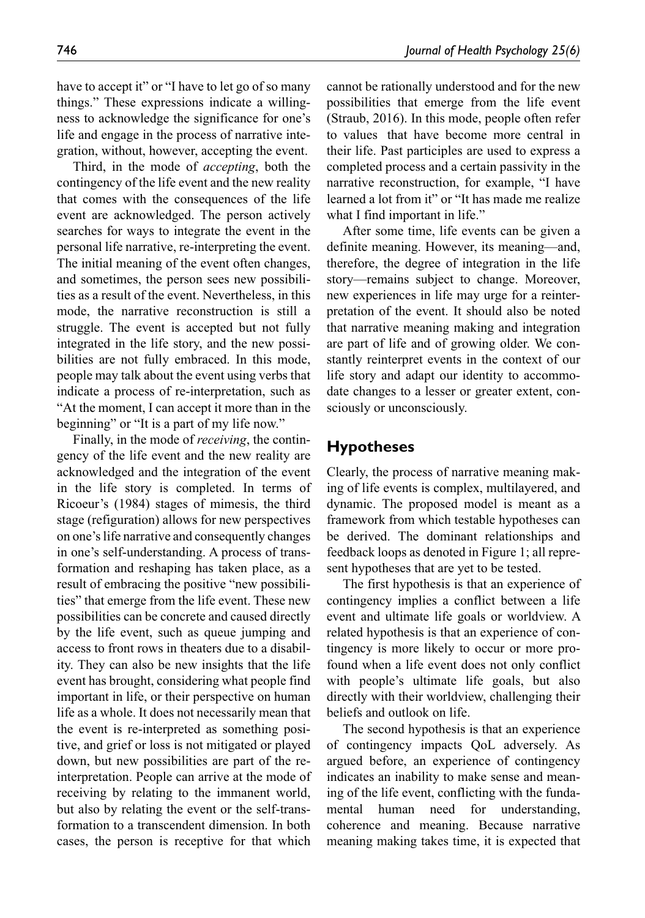have to accept it" or "I have to let go of so many things." These expressions indicate a willingness to acknowledge the significance for one's life and engage in the process of narrative integration, without, however, accepting the event.

Third, in the mode of *accepting*, both the contingency of the life event and the new reality that comes with the consequences of the life event are acknowledged. The person actively searches for ways to integrate the event in the personal life narrative, re-interpreting the event. The initial meaning of the event often changes, and sometimes, the person sees new possibilities as a result of the event. Nevertheless, in this mode, the narrative reconstruction is still a struggle. The event is accepted but not fully integrated in the life story, and the new possibilities are not fully embraced. In this mode, people may talk about the event using verbs that indicate a process of re-interpretation, such as "At the moment, I can accept it more than in the beginning" or "It is a part of my life now."

Finally, in the mode of *receiving*, the contingency of the life event and the new reality are acknowledged and the integration of the event in the life story is completed. In terms of Ricoeur's (1984) stages of mimesis, the third stage (refiguration) allows for new perspectives on one's life narrative and consequently changes in one's self-understanding. A process of transformation and reshaping has taken place, as a result of embracing the positive "new possibilities" that emerge from the life event. These new possibilities can be concrete and caused directly by the life event, such as queue jumping and access to front rows in theaters due to a disability. They can also be new insights that the life event has brought, considering what people find important in life, or their perspective on human life as a whole. It does not necessarily mean that the event is re-interpreted as something positive, and grief or loss is not mitigated or played down, but new possibilities are part of the re-interpretation. People can arrive at the mode of receiving by relating to the immanent world, but also by relating the event or the self-transformation to a transcendent dimension. In both cases, the person is receptive for that which cannot be rationally understood and for the new possibilities that emerge from the life event (Straub, 2016). In this mode, people often refer to values that have become more central in their life. Past participles are used to express a completed process and a certain passivity in the narrative reconstruction, for example, "I have learned a lot from it" or "It has made me realize what I find important in life."

After some time, life events can be given a definite meaning. However, its meaning—and, therefore, the degree of integration in the life story—remains subject to change. Moreover, new experiences in life may urge for a reinterpretation of the event. It should also be noted that narrative meaning making and integration are part of life and of growing older. We constantly reinterpret events in the context of our life story and adapt our identity to accommodate changes to a lesser or greater extent, consciously or unconsciously.

## Hypotheses

Clearly, the process of narrative meaning making of life events is complex, multilayered, and dynamic. The proposed model is meant as a framework from which testable hypotheses can be derived. The dominant relationships and feedback loops as denoted in Figure 1; all represent hypotheses that are yet to be tested.

The first hypothesis is that an experience of contingency implies a conflict between a life event and ultimate life goals or worldview. A related hypothesis is that an experience of contingency is more likely to occur or more profound when a life event does not only conflict with people's ultimate life goals, but also directly with their worldview, challenging their beliefs and outlook on life.

The second hypothesis is that an experience of contingency impacts QoL adversely. As argued before, an experience of contingency indicates an inability to make sense and meaning of the life event, conflicting with the fundamental human need for understanding, coherence and meaning. Because narrative meaning making takes time, it is expected that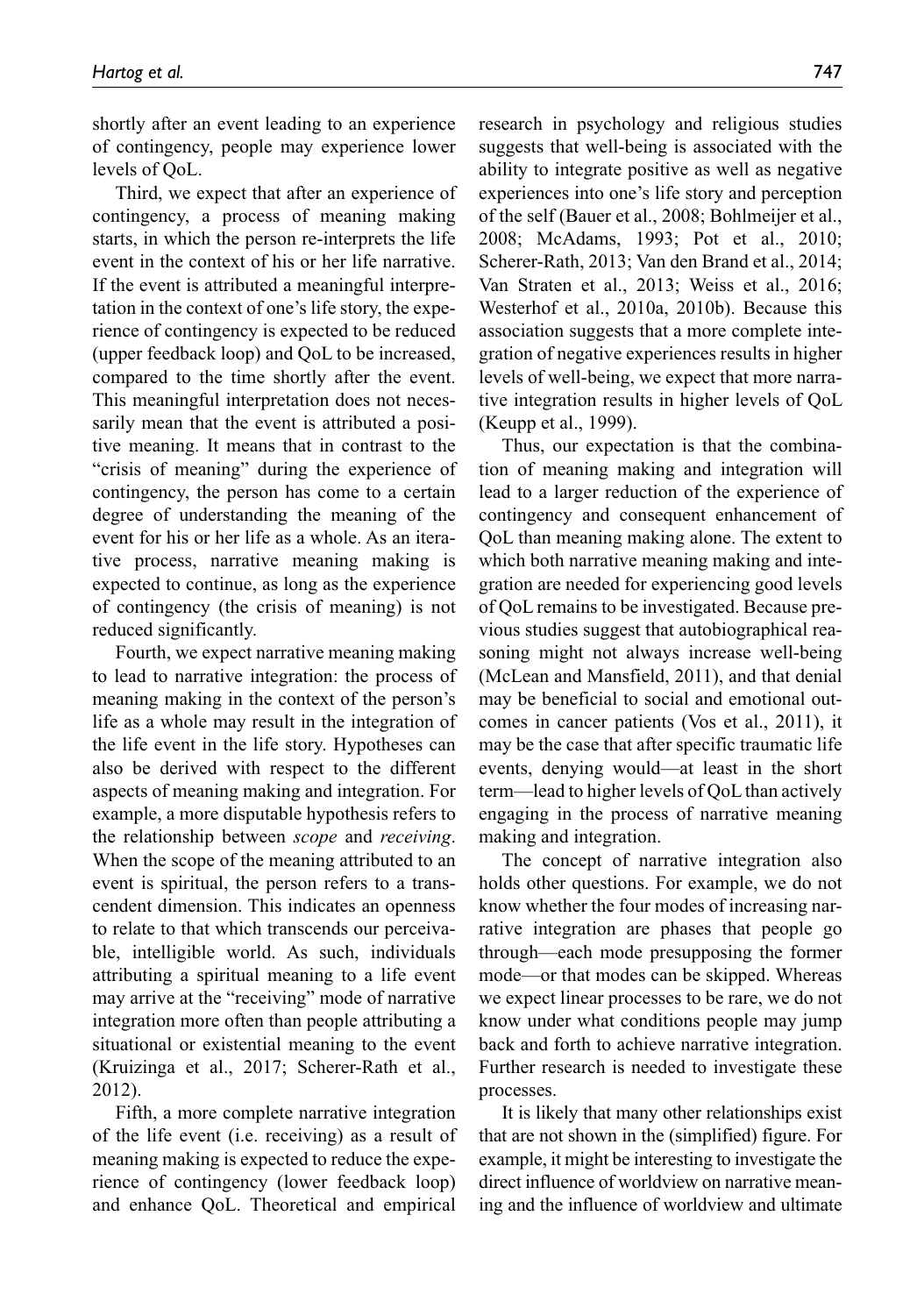shortly after an event leading to an experience of contingency, people may experience lower levels of QoL.

Third, we expect that after an experience of contingency, a process of meaning making starts, in which the person re-interprets the life event in the context of his or her life narrative. If the event is attributed a meaningful interpretation in the context of one's life story, the experience of contingency is expected to be reduced (upper feedback loop) and QoL to be increased, compared to the time shortly after the event. This meaningful interpretation does not necessarily mean that the event is attributed a positive meaning. It means that in contrast to the "crisis of meaning" during the experience of contingency, the person has come to a certain degree of understanding the meaning of the event for his or her life as a whole. As an iterative process, narrative meaning making is expected to continue, as long as the experience of contingency (the crisis of meaning) is not reduced significantly.

Fourth, we expect narrative meaning making to lead to narrative integration: the process of meaning making in the context of the person's life as a whole may result in the integration of the life event in the life story. Hypotheses can also be derived with respect to the different aspects of meaning making and integration. For example, a more disputable hypothesis refers to the relationship between *scope* and *receiving*. When the scope of the meaning attributed to an event is spiritual, the person refers to a transcendent dimension. This indicates an openness to relate to that which transcends our perceivable, intelligible world. As such, individuals attributing a spiritual meaning to a life event may arrive at the "receiving" mode of narrative integration more often than people attributing a situational or existential meaning to the event (Kruizinga et al., 2017; Scherer-Rath et al., 2012).

Fifth, a more complete narrative integration of the life event (i.e. receiving) as a result of meaning making is expected to reduce the experience of contingency (lower feedback loop) and enhance QoL. Theoretical and empirical research in psychology and religious studies suggests that well-being is associated with the ability to integrate positive as well as negative experiences into one's life story and perception of the self (Bauer et al., 2008; Bohlmeijer et al., 2008; McAdams, 1993; Pot et al., 2010; Scherer-Rath, 2013; Van den Brand et al., 2014; Van Straten et al., 2013; Weiss et al., 2016; Westerhof et al., 2010a, 2010b). Because this association suggests that a more complete integration of negative experiences results in higher levels of well-being, we expect that more narrative integration results in higher levels of QoL (Keupp et al., 1999).

Thus, our expectation is that the combination of meaning making and integration will lead to a larger reduction of the experience of contingency and consequent enhancement of QoL than meaning making alone. The extent to which both narrative meaning making and integration are needed for experiencing good levels of QoL remains to be investigated. Because previous studies suggest that autobiographical reasoning might not always increase well-being (McLean and Mansfield, 2011), and that denial may be beneficial to social and emotional outcomes in cancer patients (Vos et al., 2011), it may be the case that after specific traumatic life events, denying would—at least in the short term—lead to higher levels of QoL than actively engaging in the process of narrative meaning making and integration.

The concept of narrative integration also holds other questions. For example, we do not know whether the four modes of increasing narrative integration are phases that people go through—each mode presupposing the former mode—or that modes can be skipped. Whereas we expect linear processes to be rare, we do not know under what conditions people may jump back and forth to achieve narrative integration. Further research is needed to investigate these processes.

It is likely that many other relationships exist that are not shown in the (simplified) figure. For example, it might be interesting to investigate the direct influence of worldview on narrative meaning and the influence of worldview and ultimate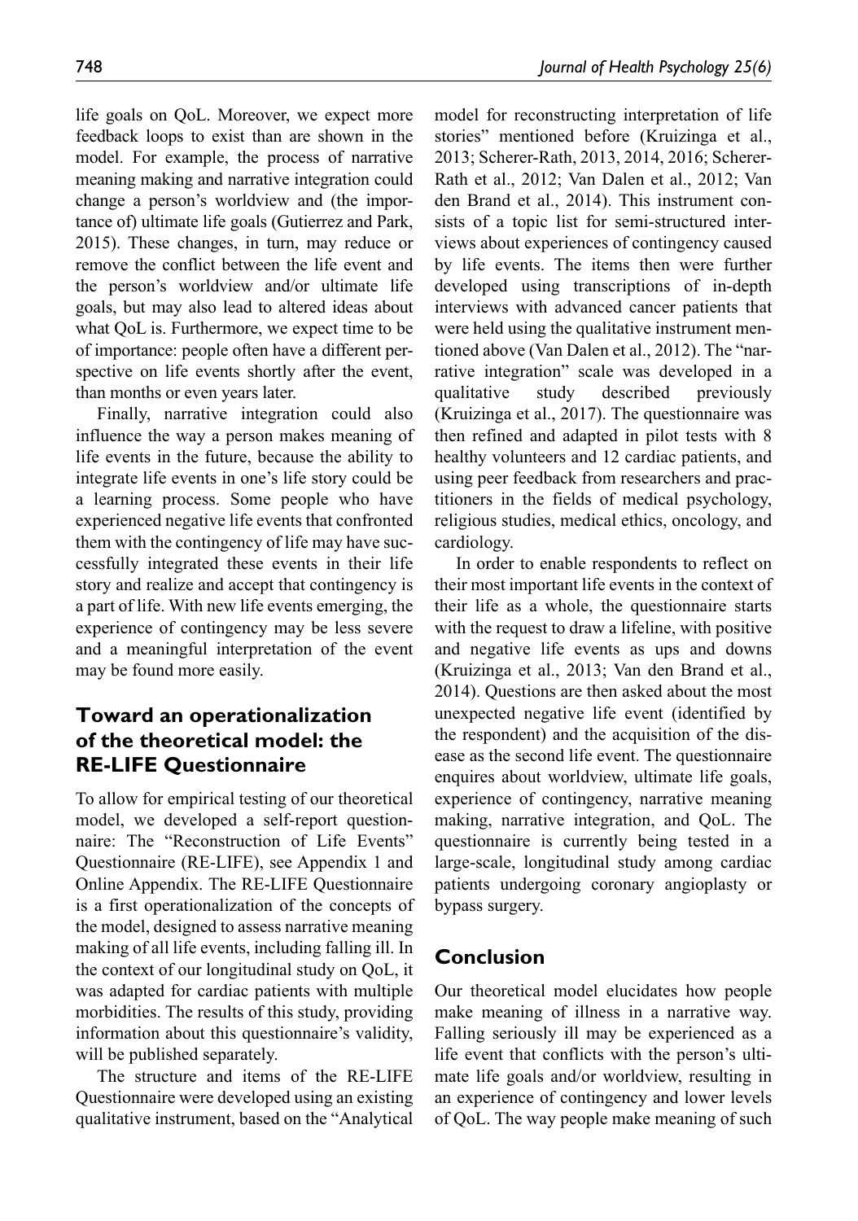life goals on QoL. Moreover, we expect more feedback loops to exist than are shown in the model. For example, the process of narrative meaning making and narrative integration could change a person's worldview and (the importance of) ultimate life goals (Gutierrez and Park, 2015). These changes, in turn, may reduce or remove the conflict between the life event and the person's worldview and/or ultimate life goals, but may also lead to altered ideas about what QoL is. Furthermore, we expect time to be of importance: people often have a different perspective on life events shortly after the event, than months or even years later.

Finally, narrative integration could also influence the way a person makes meaning of life events in the future, because the ability to integrate life events in one's life story could be a learning process. Some people who have experienced negative life events that confronted them with the contingency of life may have successfully integrated these events in their life story and realize and accept that contingency is a part of life. With new life events emerging, the experience of contingency may be less severe and a meaningful interpretation of the event may be found more easily.

## Toward an operationalization of the theoretical model: the RE-LIFE Questionnaire

To allow for empirical testing of our theoretical model, we developed a self-report questionnaire: The "Reconstruction of Life Events" Questionnaire (RE-LIFE), see Appendix 1 and Online Appendix. The RE-LIFE Questionnaire is a first operationalization of the concepts of the model, designed to assess narrative meaning making of all life events, including falling ill. In the context of our longitudinal study on QoL, it was adapted for cardiac patients with multiple morbidities. The results of this study, providing information about this questionnaire's validity, will be published separately.

The structure and items of the RE-LIFE Questionnaire were developed using an existing qualitative instrument, based on the "Analytical model for reconstructing interpretation of life stories" mentioned before (Kruizinga et al., 2013; Scherer-Rath, 2013, 2014, 2016; Scherer-Rath et al., 2012; Van Dalen et al., 2012; Van den Brand et al., 2014). This instrument consists of a topic list for semi-structured interviews about experiences of contingency caused by life events. The items then were further developed using transcriptions of in-depth interviews with advanced cancer patients that were held using the qualitative instrument mentioned above (Van Dalen et al., 2012). The "narrative integration" scale was developed in a qualitative study described previously (Kruizinga et al., 2017). The questionnaire was then refined and adapted in pilot tests with 8 healthy volunteers and 12 cardiac patients, and using peer feedback from researchers and practitioners in the fields of medical psychology, religious studies, medical ethics, oncology, and cardiology.

In order to enable respondents to reflect on their most important life events in the context of their life as a whole, the questionnaire starts with the request to draw a lifeline, with positive and negative life events as ups and downs (Kruizinga et al., 2013; Van den Brand et al., 2014). Questions are then asked about the most unexpected negative life event (identified by the respondent) and the acquisition of the disease as the second life event. The questionnaire enquires about worldview, ultimate life goals, experience of contingency, narrative meaning making, narrative integration, and QoL. The questionnaire is currently being tested in a large-scale, longitudinal study among cardiac patients undergoing coronary angioplasty or bypass surgery.

## Conclusion

Our theoretical model elucidates how people make meaning of illness in a narrative way. Falling seriously ill may be experienced as a life event that conflicts with the person's ultimate life goals and/or worldview, resulting in an experience of contingency and lower levels of QoL. The way people make meaning of such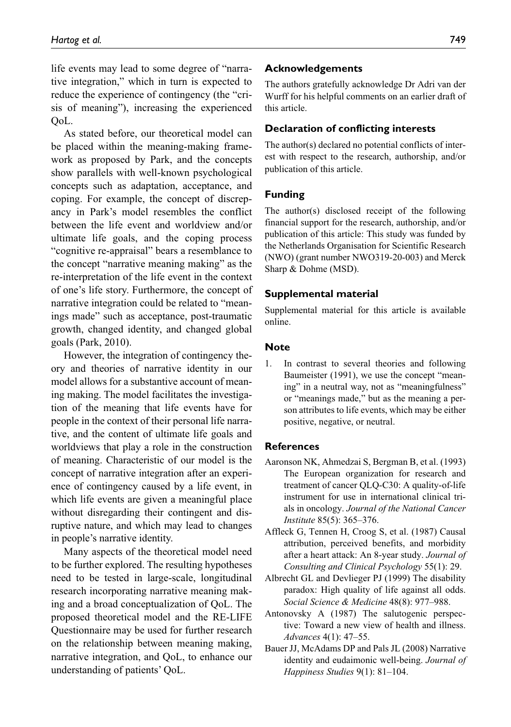life events may lead to some degree of "narrative integration," which in turn is expected to reduce the experience of contingency (the "crisis of meaning"), increasing the experienced QoL.

As stated before, our theoretical model can be placed within the meaning-making framework as proposed by Park, and the concepts show parallels with well-known psychological concepts such as adaptation, acceptance, and coping. For example, the concept of discrepancy in Park's model resembles the conflict between the life event and worldview and/or ultimate life goals, and the coping process "cognitive re-appraisal" bears a resemblance to the concept "narrative meaning making" as the re-interpretation of the life event in the context of one's life story. Furthermore, the concept of narrative integration could be related to "meanings made" such as acceptance, post-traumatic growth, changed identity, and changed global goals (Park, 2010).

However, the integration of contingency theory and theories of narrative identity in our model allows for a substantive account of meaning making. The model facilitates the investigation of the meaning that life events have for people in the context of their personal life narrative, and the content of ultimate life goals and worldviews that play a role in the construction of meaning. Characteristic of our model is the concept of narrative integration after an experience of contingency caused by a life event, in which life events are given a meaningful place without disregarding their contingent and disruptive nature, and which may lead to changes in people's narrative identity.

Many aspects of the theoretical model need to be further explored. The resulting hypotheses need to be tested in large-scale, longitudinal research incorporating narrative meaning making and a broad conceptualization of QoL. The proposed theoretical model and the RE-LIFE Questionnaire may be used for further research on the relationship between meaning making, narrative integration, and QoL, to enhance our understanding of patients' QoL.

### Acknowledgements

The authors gratefully acknowledge Dr Adri van der Wurff for his helpful comments on an earlier draft of this article.

### Declaration of conflicting interests

The author(s) declared no potential conflicts of interest with respect to the research, authorship, and/or publication of this article.

### Funding

The author(s) disclosed receipt of the following financial support for the research, authorship, and/or publication of this article: This study was funded by the Netherlands Organisation for Scientific Research (NWO) (grant number NWO319-20-003) and Merck Sharp & Dohme (MSD).

### Supplemental material

Supplemental material for this article is available online.

### Note

1. In contrast to several theories and following Baumeister (1991), we use the concept "meaning" in a neutral way, not as "meaningfulness" or "meanings made," but as the meaning a person attributes to life events, which may be either positive, negative, or neutral.

### References

Aaronson NK, Ahmedzai S, Bergman B, et al. (1993) The European organization for research and treatment of cancer QLQ-C30: A quality-of-life instrument for use in international clinical trials in oncology. *Journal of the National Cancer Institute* 85(5): 365–376.

Affleck G, Tennen H, Croog S, et al. (1987) Causal attribution, perceived benefits, and morbidity after a heart attack: An 8-year study. *Journal of Consulting and Clinical Psychology* 55(1): 29.

Albrecht GL and Devlieger PJ (1999) The disability paradox: High quality of life against all odds. *Social Science & Medicine* 48(8): 977–988.

Antonovsky A (1987) The salutogenic perspective: Toward a new view of health and illness. *Advances* 4(1): 47–55.

Bauer JJ, McAdams DP and Pals JL (2008) Narrative identity and eudaimonic well-being. *Journal of Happiness Studies* 9(1): 81–104.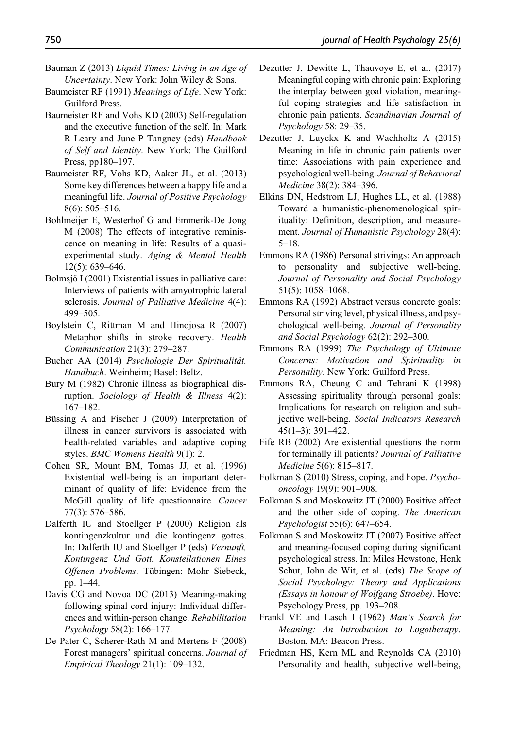Bauman Z (2013) *Liquid Times: Living in an Age of Uncertainty*. New York: John Wiley & Sons.

Baumeister RF (1991) *Meanings of Life*. New York: Guilford Press.

Baumeister RF and Vohs KD (2003) Self-regulation and the executive function of the self. In: Mark R Leary and June P Tangney (eds) *Handbook of Self and Identity*. New York: The Guilford Press, pp180–197.

Baumeister RF, Vohs KD, Aaker JL, et al. (2013) Some key differences between a happy life and a meaningful life. *Journal of Positive Psychology* 8(6): 505–516.

Bohlmeijer E, Westerhof G and Emmerik-De Jong M (2008) The effects of integrative reminiscence on meaning in life: Results of a quasi-experimental study. *Aging & Mental Health* 12(5): 639–646.

Bolmsjö I (2001) Existential issues in palliative care: Interviews of patients with amyotrophic lateral sclerosis. *Journal of Palliative Medicine* 4(4): 499–505.

Boylstein C, Rittman M and Hinojosa R (2007) Metaphor shifts in stroke recovery. *Health Communication* 21(3): 279–287.

Bucher AA (2014) *Psychologie Der Spiritualität. Handbuch*. Weinheim; Basel: Beltz.

Bury M (1982) Chronic illness as biographical disruption. *Sociology of Health & Illness* 4(2): 167–182.

Büssing A and Fischer J (2009) Interpretation of illness in cancer survivors is associated with health-related variables and adaptive coping styles. *BMC Womens Health* 9(1): 2.

Cohen SR, Mount BM, Tomas JJ, et al. (1996) Existential well-being is an important determinant of quality of life: Evidence from the McGill quality of life questionnaire. *Cancer* 77(3): 576–586.

Dalferth IU and Stoellger P (2000) Religion als kontingenzkultur und die kontingenz gottes. In: Dalferth IU and Stoellger P (eds) *Vernunft, Kontingenz Und Gott. Konstellationen Eines Offenen Problems*. Tübingen: Mohr Siebeck, pp. 1–44.

Davis CG and Novoa DC (2013) Meaning-making following spinal cord injury: Individual differences and within-person change. *Rehabilitation Psychology* 58(2): 166–177.

De Pater C, Scherer-Rath M and Mertens F (2008) Forest managers' spiritual concerns. *Journal of Empirical Theology* 21(1): 109–132.

Dezutter J, Dewitte L, Thauvoye E, et al. (2017) Meaningful coping with chronic pain: Exploring the interplay between goal violation, meaningful coping strategies and life satisfaction in chronic pain patients. *Scandinavian Journal of Psychology* 58: 29–35.

Dezutter J, Luyckx K and Wachholtz A (2015) Meaning in life in chronic pain patients over time: Associations with pain experience and psychological well-being. *Journal of Behavioral Medicine* 38(2): 384–396.

Elkins DN, Hedstrom LJ, Hughes LL, et al. (1988) Toward a humanistic-phenomenological spirituality: Definition, description, and measurement. *Journal of Humanistic Psychology* 28(4): 5–18.

Emmons RA (1986) Personal strivings: An approach to personality and subjective well-being. *Journal of Personality and Social Psychology* 51(5): 1058–1068.

Emmons RA (1992) Abstract versus concrete goals: Personal striving level, physical illness, and psychological well-being. *Journal of Personality and Social Psychology* 62(2): 292–300.

Emmons RA (1999) *The Psychology of Ultimate Concerns: Motivation and Spirituality in Personality*. New York: Guilford Press.

Emmons RA, Cheung C and Tehrani K (1998) Assessing spirituality through personal goals: Implications for research on religion and subjective well-being. *Social Indicators Research* 45(1–3): 391–422.

Fife RB (2002) Are existential questions the norm for terminally ill patients? *Journal of Palliative Medicine* 5(6): 815–817.

Folkman S (2010) Stress, coping, and hope. *Psycho-oncology* 19(9): 901–908.

Folkman S and Moskowitz JT (2000) Positive affect and the other side of coping. *The American Psychologist* 55(6): 647–654.

Folkman S and Moskowitz JT (2007) Positive affect and meaning-focused coping during significant psychological stress. In: Miles Hewstone, Henk Schut, John de Wit, et al. (eds) *The Scope of Social Psychology: Theory and Applications (Essays in honour of Wolfgang Stroebe)*. Hove: Psychology Press, pp. 193–208.

Frankl VE and Lasch I (1962) *Man's Search for Meaning: An Introduction to Logotherapy*. Boston, MA: Beacon Press.

Friedman HS, Kern ML and Reynolds CA (2010) Personality and health, subjective well-being,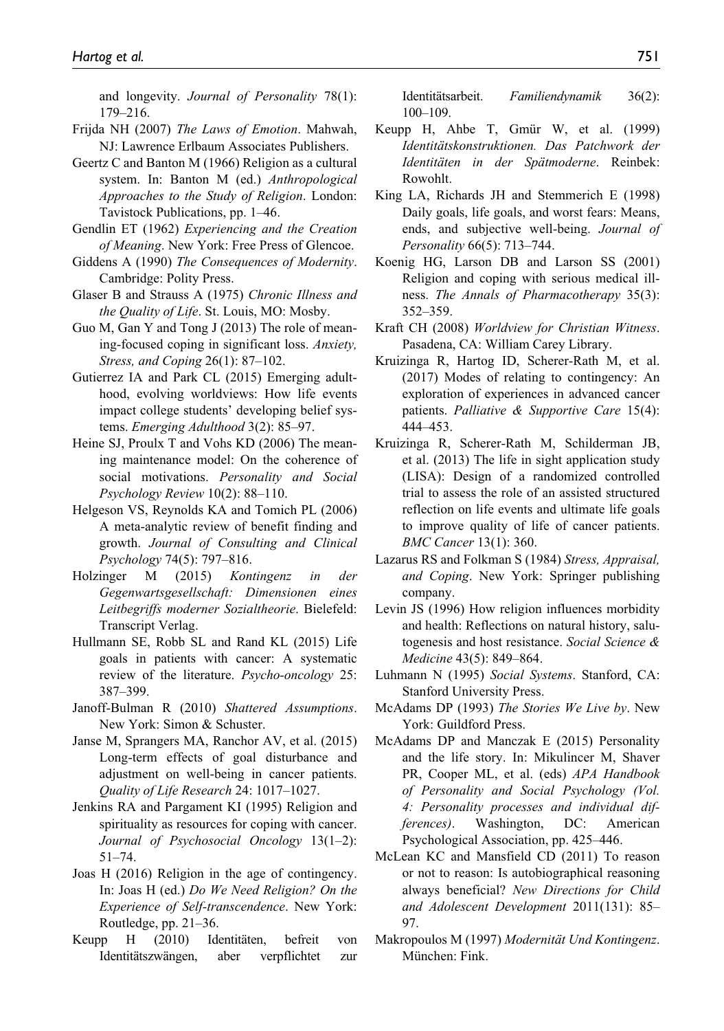and longevity. *Journal of Personality* 78(1): 179–216.

Frijda NH (2007) *The Laws of Emotion*. Mahwah, NJ: Lawrence Erlbaum Associates Publishers.

Geertz C and Banton M (1966) Religion as a cultural system. In: Banton M (ed.) *Anthropological Approaches to the Study of Religion*. London: Tavistock Publications, pp. 1–46.

Gendlin ET (1962) *Experiencing and the Creation of Meaning*. New York: Free Press of Glencoe.

Giddens A (1990) *The Consequences of Modernity*. Cambridge: Polity Press.

Glaser B and Strauss A (1975) *Chronic Illness and the Quality of Life*. St. Louis, MO: Mosby.

Guo M, Gan Y and Tong J (2013) The role of meaning-focused coping in significant loss. *Anxiety, Stress, and Coping* 26(1): 87–102.

Gutierrez IA and Park CL (2015) Emerging adulthood, evolving worldviews: How life events impact college students' developing belief systems. *Emerging Adulthood* 3(2): 85–97.

Heine SJ, Proulx T and Vohs KD (2006) The meaning maintenance model: On the coherence of social motivations. *Personality and Social Psychology Review* 10(2): 88–110.

Helgeson VS, Reynolds KA and Tomich PL (2006) A meta-analytic review of benefit finding and growth. *Journal of Consulting and Clinical Psychology* 74(5): 797–816.

Holzinger M (2015) *Kontingenz in der Gegenwartsgesellschaft: Dimensionen eines Leitbegriffs moderner Sozialtheorie*. Bielefeld: Transcript Verlag.

Hullmann SE, Robb SL and Rand KL (2015) Life goals in patients with cancer: A systematic review of the literature. *Psycho-oncology* 25: 387–399.

Janoff-Bulman R (2010) *Shattered Assumptions*. New York: Simon & Schuster.

Janse M, Sprangers MA, Ranchor AV, et al. (2015) Long-term effects of goal disturbance and adjustment on well-being in cancer patients. *Quality of Life Research* 24: 1017–1027.

Jenkins RA and Pargament KI (1995) Religion and spirituality as resources for coping with cancer. *Journal of Psychosocial Oncology* 13(1–2): 51–74.

Joas H (2016) Religion in the age of contingency. In: Joas H (ed.) *Do We Need Religion? On the Experience of Self-transcendence*. New York: Routledge, pp. 21–36.

Keupp H (2010) Identitäten, befreit von Identitätszwängen, aber verpflichtet zur Identitätsarbeit. *Familiendynamik* 36(2): 100–109.

Keupp H, Ahbe T, Gmür W, et al. (1999) *Identitätskonstruktionen. Das Patchwork der Identitäten in der Spätmoderne*. Reinbek: Rowohlt.

King LA, Richards JH and Stemmerich E (1998) Daily goals, life goals, and worst fears: Means, ends, and subjective well-being. *Journal of Personality* 66(5): 713–744.

Koenig HG, Larson DB and Larson SS (2001) Religion and coping with serious medical illness. *The Annals of Pharmacotherapy* 35(3): 352–359.

Kraft CH (2008) *Worldview for Christian Witness*. Pasadena, CA: William Carey Library.

Kruizinga R, Hartog ID, Scherer-Rath M, et al. (2017) Modes of relating to contingency: An exploration of experiences in advanced cancer patients. *Palliative & Supportive Care* 15(4): 444–453.

Kruizinga R, Scherer-Rath M, Schilderman JB, et al. (2013) The life in sight application study (LISA): Design of a randomized controlled trial to assess the role of an assisted structured reflection on life events and ultimate life goals to improve quality of life of cancer patients. *BMC Cancer* 13(1): 360.

Lazarus RS and Folkman S (1984) *Stress, Appraisal, and Coping*. New York: Springer publishing company.

Levin JS (1996) How religion influences morbidity and health: Reflections on natural history, salutogenesis and host resistance. *Social Science & Medicine* 43(5): 849–864.

Luhmann N (1995) *Social Systems*. Stanford, CA: Stanford University Press.

McAdams DP (1993) *The Stories We Live by*. New York: Guildford Press.

McAdams DP and Manczak E (2015) Personality and the life story. In: Mikulincer M, Shaver PR, Cooper ML, et al. (eds) *APA Handbook of Personality and Social Psychology (Vol. 4: Personality processes and individual differences)*. Washington, DC: American Psychological Association, pp. 425–446.

McLean KC and Mansfield CD (2011) To reason or not to reason: Is autobiographical reasoning always beneficial? *New Directions for Child and Adolescent Development* 2011(131): 85–97.

Makropoulos M (1997) *Modernität Und Kontingenz*. München: Fink.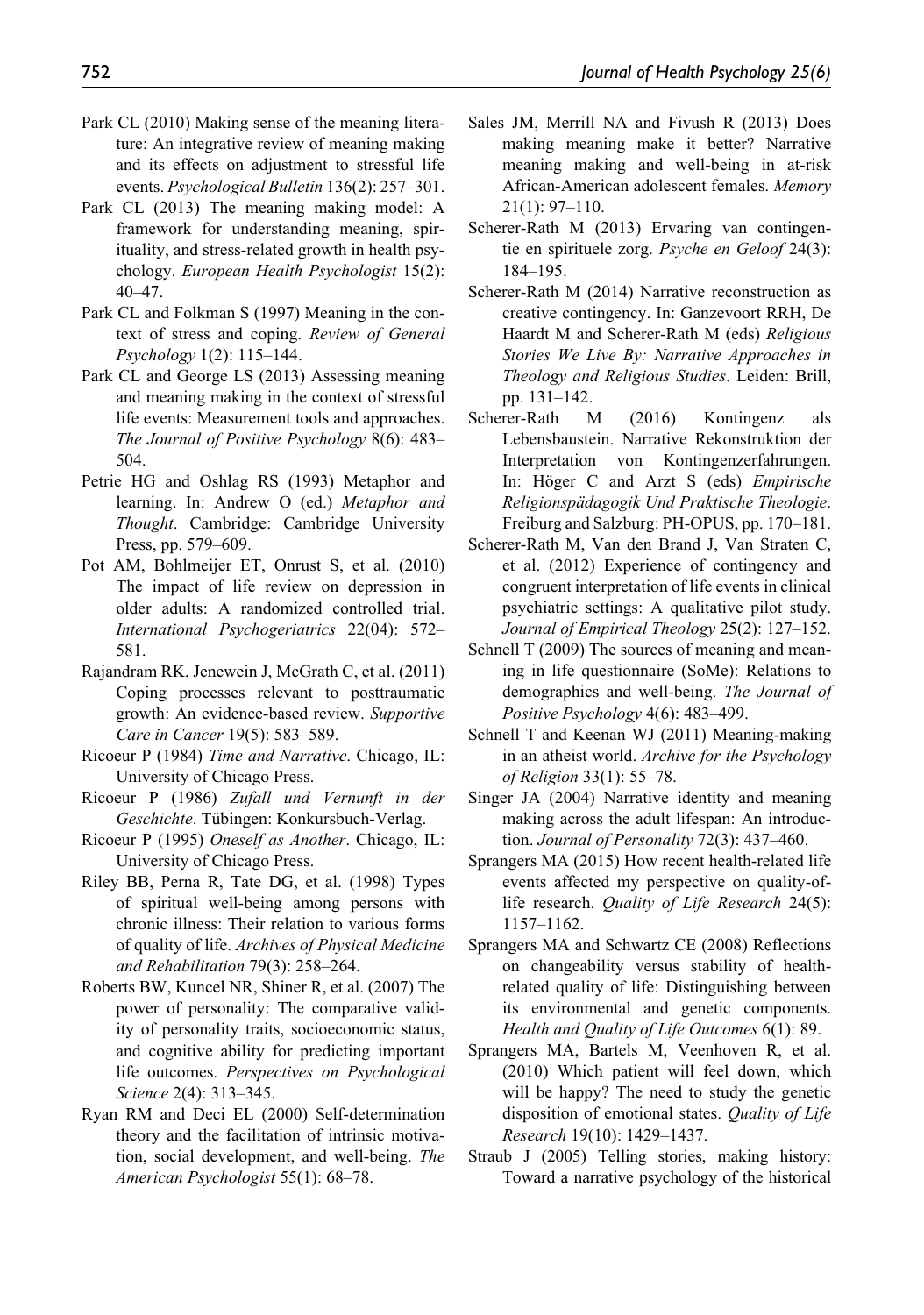Park CL (2010) Making sense of the meaning literature: An integrative review of meaning making and its effects on adjustment to stressful life events. *Psychological Bulletin* 136(2): 257–301.

Park CL (2013) The meaning making model: A framework for understanding meaning, spirituality, and stress-related growth in health psychology. *European Health Psychologist* 15(2): 40–47.

Park CL and Folkman S (1997) Meaning in the context of stress and coping. *Review of General Psychology* 1(2): 115–144.

Park CL and George LS (2013) Assessing meaning and meaning making in the context of stressful life events: Measurement tools and approaches. *The Journal of Positive Psychology* 8(6): 483–504.

Petrie HG and Oshlag RS (1993) Metaphor and learning. In: Andrew O (ed.) *Metaphor and Thought*. Cambridge: Cambridge University Press, pp. 579–609.

Pot AM, Bohlmeijer ET, Onrust S, et al. (2010) The impact of life review on depression in older adults: A randomized controlled trial. *International Psychogeriatrics* 22(04): 572–581.

Rajandram RK, Jenewein J, McGrath C, et al. (2011) Coping processes relevant to posttraumatic growth: An evidence-based review. *Supportive Care in Cancer* 19(5): 583–589.

Ricoeur P (1984) *Time and Narrative*. Chicago, IL: University of Chicago Press.

Ricoeur P (1986) *Zufall und Vernunft in der Geschichte*. Tübingen: Konkursbuch-Verlag.

Ricoeur P (1995) *Oneself as Another*. Chicago, IL: University of Chicago Press.

Riley BB, Perna R, Tate DG, et al. (1998) Types of spiritual well-being among persons with chronic illness: Their relation to various forms of quality of life. *Archives of Physical Medicine and Rehabilitation* 79(3): 258–264.

Roberts BW, Kuncel NR, Shiner R, et al. (2007) The power of personality: The comparative validity of personality traits, socioeconomic status, and cognitive ability for predicting important life outcomes. *Perspectives on Psychological Science* 2(4): 313–345.

Ryan RM and Deci EL (2000) Self-determination theory and the facilitation of intrinsic motivation, social development, and well-being. *The American Psychologist* 55(1): 68–78.

Sales JM, Merrill NA and Fivush R (2013) Does making meaning make it better? Narrative meaning making and well-being in at-risk African-American adolescent females. *Memory* 21(1): 97–110.

Scherer-Rath M (2013) Ervaring van contingentie en spirituele zorg. *Psyche en Geloof* 24(3): 184–195.

Scherer-Rath M (2014) Narrative reconstruction as creative contingency. In: Ganzevoort RRH, De Haardt M and Scherer-Rath M (eds) *Religious Stories We Live By: Narrative Approaches in Theology and Religious Studies*. Leiden: Brill, pp. 131–142.

Scherer-Rath M (2016) Kontingenz als Lebensbaustein. Narrative Rekonstruktion der Interpretation von Kontingenzerfahrungen. In: Höger C and Arzt S (eds) *Empirische Religionspädagogik Und Praktische Theologie*. Freiburg and Salzburg: PH-OPUS, pp. 170–181.

Scherer-Rath M, Van den Brand J, Van Straten C, et al. (2012) Experience of contingency and congruent interpretation of life events in clinical psychiatric settings: A qualitative pilot study. *Journal of Empirical Theology* 25(2): 127–152.

Schnell T (2009) The sources of meaning and meaning in life questionnaire (SoMe): Relations to demographics and well-being. *The Journal of Positive Psychology* 4(6): 483–499.

Schnell T and Keenan WJ (2011) Meaning-making in an atheist world. *Archive for the Psychology of Religion* 33(1): 55–78.

Singer JA (2004) Narrative identity and meaning making across the adult lifespan: An introduction. *Journal of Personality* 72(3): 437–460.

Sprangers MA (2015) How recent health-related life events affected my perspective on quality-of-life research. *Quality of Life Research* 24(5): 1157–1162.

Sprangers MA and Schwartz CE (2008) Reflections on changeability versus stability of health-related quality of life: Distinguishing between its environmental and genetic components. *Health and Quality of Life Outcomes* 6(1): 89.

Sprangers MA, Bartels M, Veenhoven R, et al. (2010) Which patient will feel down, which will be happy? The need to study the genetic disposition of emotional states. *Quality of Life Research* 19(10): 1429–1437.

Straub J (2005) Telling stories, making history: Toward a narrative psychology of the historical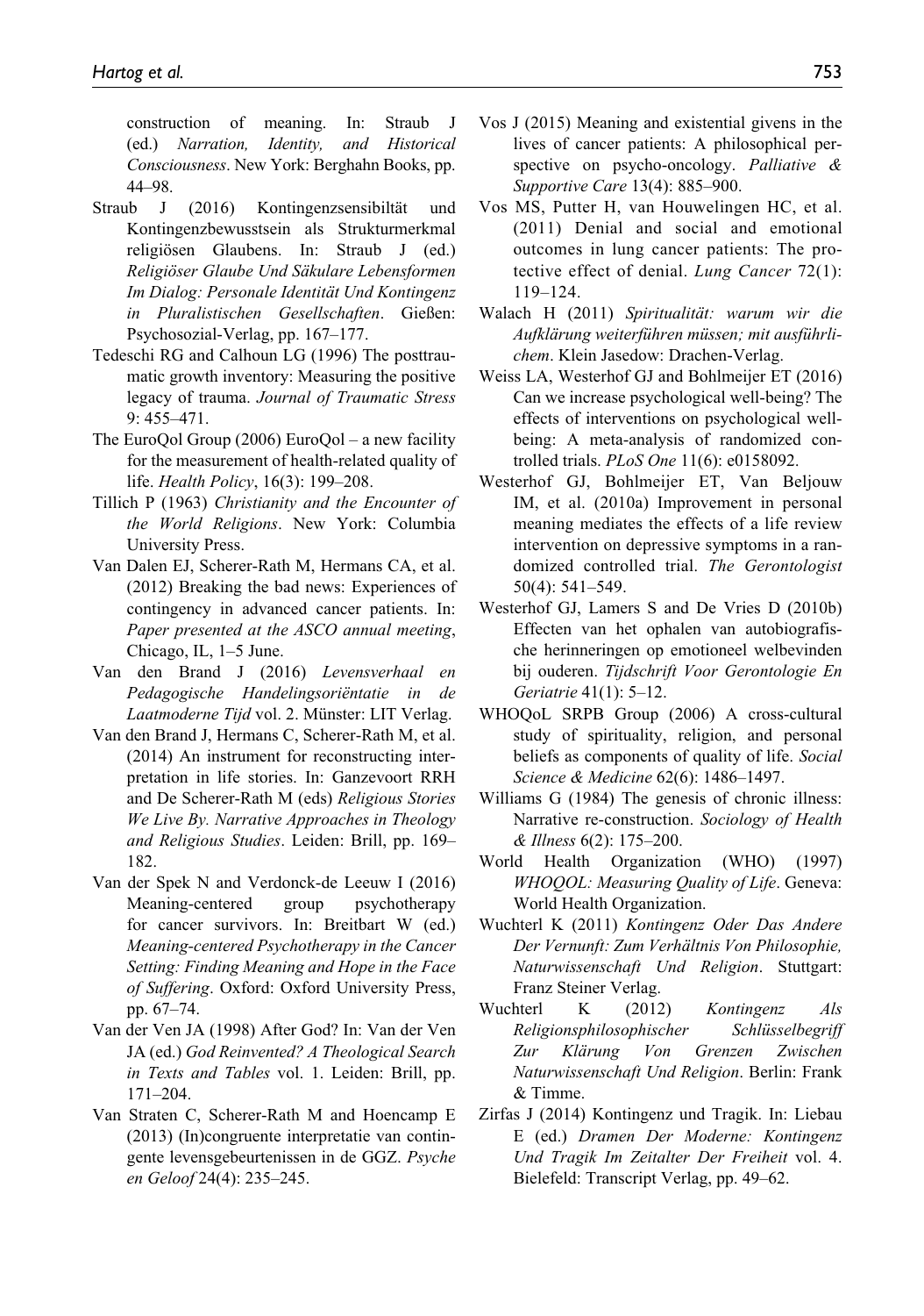construction of meaning. In: Straub J (ed.) *Narration, Identity, and Historical Consciousness*. New York: Berghahn Books, pp. 44–98.

Straub J (2016) Kontingenzsensibiltät und Kontingenzbewusstsein als Strukturmerkmal religiösen Glaubens. In: Straub J (ed.) *Religiöser Glaube Und Säkulare Lebensformen Im Dialog: Personale Identität Und Kontingenz in Pluralistischen Gesellschaften*. Gießen: Psychosozial-Verlag, pp. 167–177.

Tedeschi RG and Calhoun LG (1996) The posttraumatic growth inventory: Measuring the positive legacy of trauma. *Journal of Traumatic Stress* 9: 455–471.

The EuroQol Group (2006) EuroQol – a new facility for the measurement of health-related quality of life. *Health Policy*, 16(3): 199–208.

Tillich P (1963) *Christianity and the Encounter of the World Religions*. New York: Columbia University Press.

Van Dalen EJ, Scherer-Rath M, Hermans CA, et al. (2012) Breaking the bad news: Experiences of contingency in advanced cancer patients. In: *Paper presented at the ASCO annual meeting*, Chicago, IL, 1–5 June.

Van den Brand J (2016) *Levensverhaal en Pedagogische Handelingsoriëntatie in de Laatmoderne Tijd* vol. 2. Münster: LIT Verlag.

Van den Brand J, Hermans C, Scherer-Rath M, et al. (2014) An instrument for reconstructing interpretation in life stories. In: Ganzevoort RRH and De Scherer-Rath M (eds) *Religious Stories We Live By. Narrative Approaches in Theology and Religious Studies*. Leiden: Brill, pp. 169–182.

Van der Spek N and Verdonck-de Leeuw I (2016) Meaning-centered group psychotherapy for cancer survivors. In: Breitbart W (ed.) *Meaning-centered Psychotherapy in the Cancer Setting: Finding Meaning and Hope in the Face of Suffering*. Oxford: Oxford University Press, pp. 67–74.

Van der Ven JA (1998) After God? In: Van der Ven JA (ed.) *God Reinvented? A Theological Search in Texts and Tables* vol. 1. Leiden: Brill, pp. 171–204.

Van Straten C, Scherer-Rath M and Hoencamp E (2013) (In)congruente interpretatie van contingente levensgebeurtenissen in de GGZ. *Psyche en Geloof* 24(4): 235–245.

Vos J (2015) Meaning and existential givens in the lives of cancer patients: A philosophical perspective on psycho-oncology. *Palliative & Supportive Care* 13(4): 885–900.

Vos MS, Putter H, van Houwelingen HC, et al. (2011) Denial and social and emotional outcomes in lung cancer patients: The protective effect of denial. *Lung Cancer* 72(1): 119–124.

Walach H (2011) *Spiritualität: warum wir die Aufklärung weiterführen müssen; mit ausführlichem*. Klein Jasedow: Drachen-Verlag.

Weiss LA, Westerhof GJ and Bohlmeijer ET (2016) Can we increase psychological well-being? The effects of interventions on psychological well-being: A meta-analysis of randomized controlled trials. *PLoS One* 11(6): e0158092.

Westerhof GJ, Bohlmeijer ET, Van Beljouw IM, et al. (2010a) Improvement in personal meaning mediates the effects of a life review intervention on depressive symptoms in a randomized controlled trial. *The Gerontologist* 50(4): 541–549.

Westerhof GJ, Lamers S and De Vries D (2010b) Effecten van het ophalen van autobiografische herinneringen op emotioneel welbevinden bij ouderen. *Tijdschrift Voor Gerontologie En Geriatrie* 41(1): 5–12.

WHOQoL SRPB Group (2006) A cross-cultural study of spirituality, religion, and personal beliefs as components of quality of life. *Social Science & Medicine* 62(6): 1486–1497.

Williams G (1984) The genesis of chronic illness: Narrative re-construction. *Sociology of Health & Illness* 6(2): 175–200.

World Health Organization (WHO) (1997) *WHOQOL: Measuring Quality of Life*. Geneva: World Health Organization.

Wuchterl K (2011) *Kontingenz Oder Das Andere Der Vernunft: Zum Verhältnis Von Philosophie, Naturwissenschaft Und Religion*. Stuttgart: Franz Steiner Verlag.

Wuchterl K (2012) *Kontingenz Als Religionsphilosophischer Schlüsselbegriff Zur Klärung Von Grenzen Zwischen Naturwissenschaft Und Religion*. Berlin: Frank & Timme.

Zirfas J (2014) Kontingenz und Tragik. In: Liebau E (ed.) *Dramen Der Moderne: Kontingenz Und Tragik Im Zeitalter Der Freiheit* vol. 4. Bielefeld: Transcript Verlag, pp. 49–62.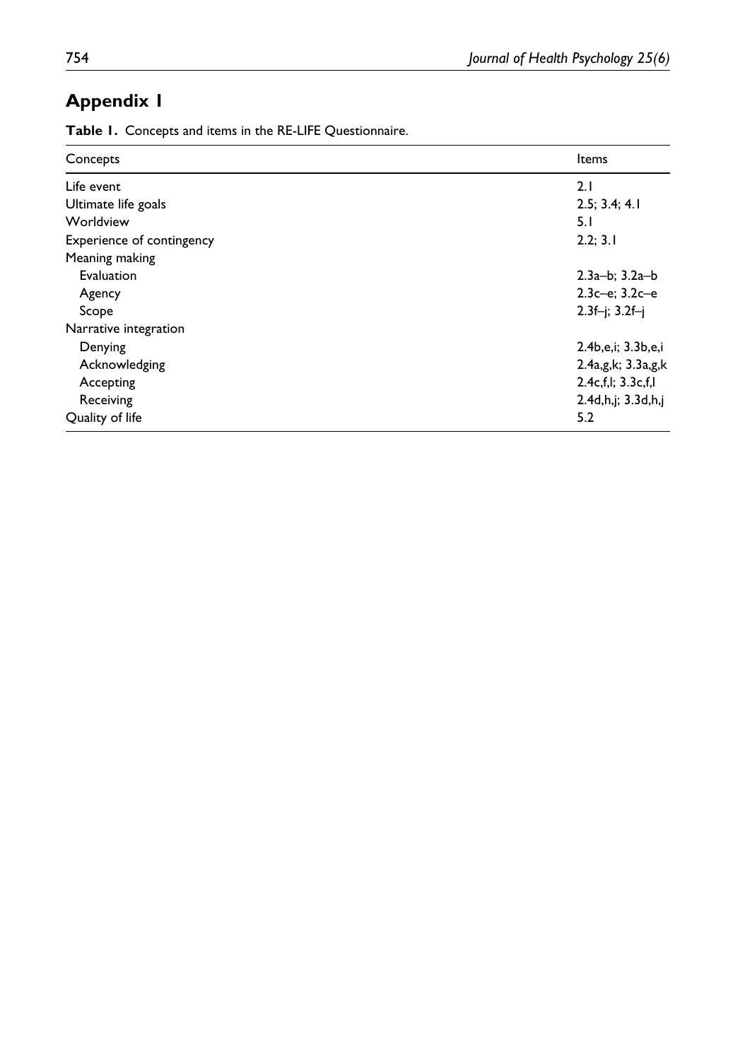## Appendix 1

**Table 1.** Concepts and items in the RE-LIFE Questionnaire.

| Concepts | Items |
|---|---|
| Life event | 2.1 |
| Ultimate life goals | 2.5; 3.4; 4.1 |
| Worldview | 5.1 |
| Experience of contingency | 2.2; 3.1 |
| Meaning making | |
| Evaluation | 2.3a–b; 3.2a–b |
| Agency | 2.3c–e; 3.2c–e |
| Scope | 2.3f–j; 3.2f–j |
| Narrative integration | |
| Denying | 2.4b,e,i; 3.3b,e,i |
| Acknowledging | 2.4a,g,k; 3.3a,g,k |
| Accepting | 2.4c,f,l; 3.3c,f,l |
| Receiving | 2.4d,h,j; 3.3d,h,j |
| Quality of life | 5.2 |